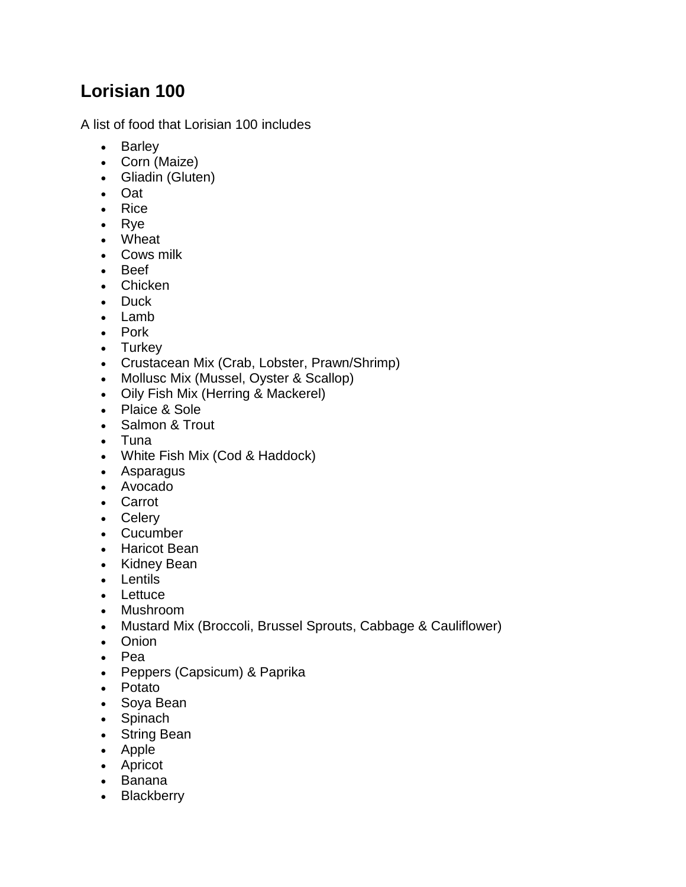# Lorisian 100

A list of food that Lorisian 100 includes

- Barley
- Corn (Maize)
- Gliadin (Gluten)
- Oat
- Rice
- Rye
- Wheat
- Cows milk
- Beef
- Chicken
- Duck
- Lamb
- Pork
- Turkey
- Crustacean Mix (Crab, Lobster, Prawn/Shrimp)
- Mollusc Mix (Mussel, Oyster & Scallop)
- Oily Fish Mix (Herring & Mackerel)
- Plaice & Sole
- Salmon & Trout
- Tuna
- White Fish Mix (Cod & Haddock)
- Asparagus
- Avocado
- Carrot
- Celery
- Cucumber
- Haricot Bean
- Kidney Bean
- Lentils
- Lettuce
- Mushroom
- Mustard Mix (Broccoli, Brussel Sprouts, Cabbage & Cauliflower)
- Onion
- Pea
- Peppers (Capsicum) & Paprika
- Potato
- Soya Bean
- Spinach
- String Bean
- Apple
- Apricot
- Banana
- Blackberry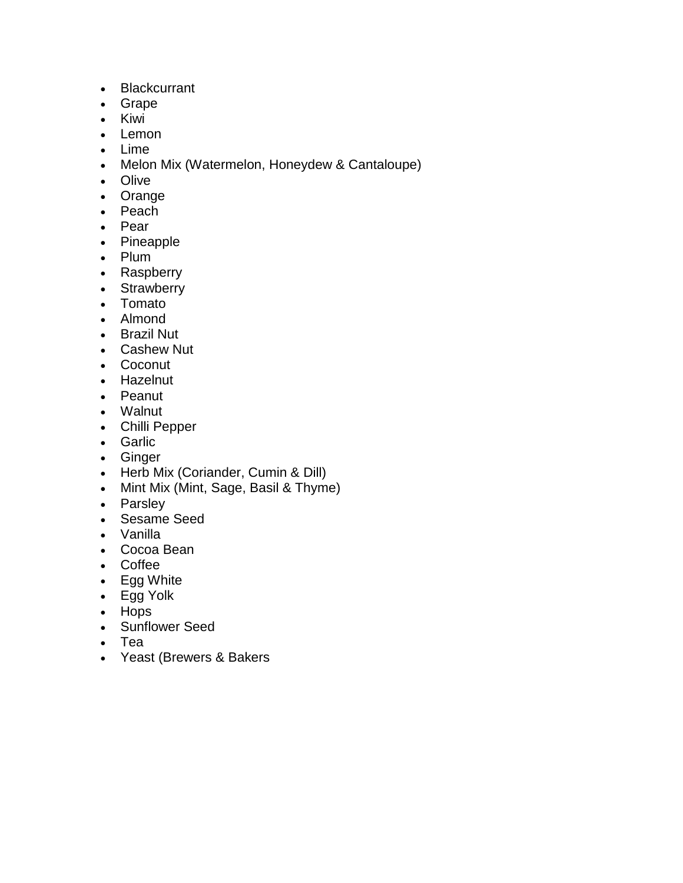- Blackcurrant
- Grape
- Kiwi
- Lemon
- Lime
- Melon Mix (Watermelon, Honeydew & Cantaloupe)
- Olive
- Orange
- Peach
- Pear
- Pineapple
- Plum
- Raspberry
- Strawberry
- Tomato
- Almond
- Brazil Nut
- Cashew Nut
- Coconut
- Hazelnut
- Peanut
- Walnut
- Chilli Pepper
- Garlic
- Ginger
- Herb Mix (Coriander, Cumin & Dill)
- Mint Mix (Mint, Sage, Basil & Thyme)
- Parsley
- Sesame Seed
- Vanilla
- Cocoa Bean
- Coffee
- Egg White
- Egg Yolk
- Hops
- Sunflower Seed
- Tea
- Yeast (Brewers & Bakers